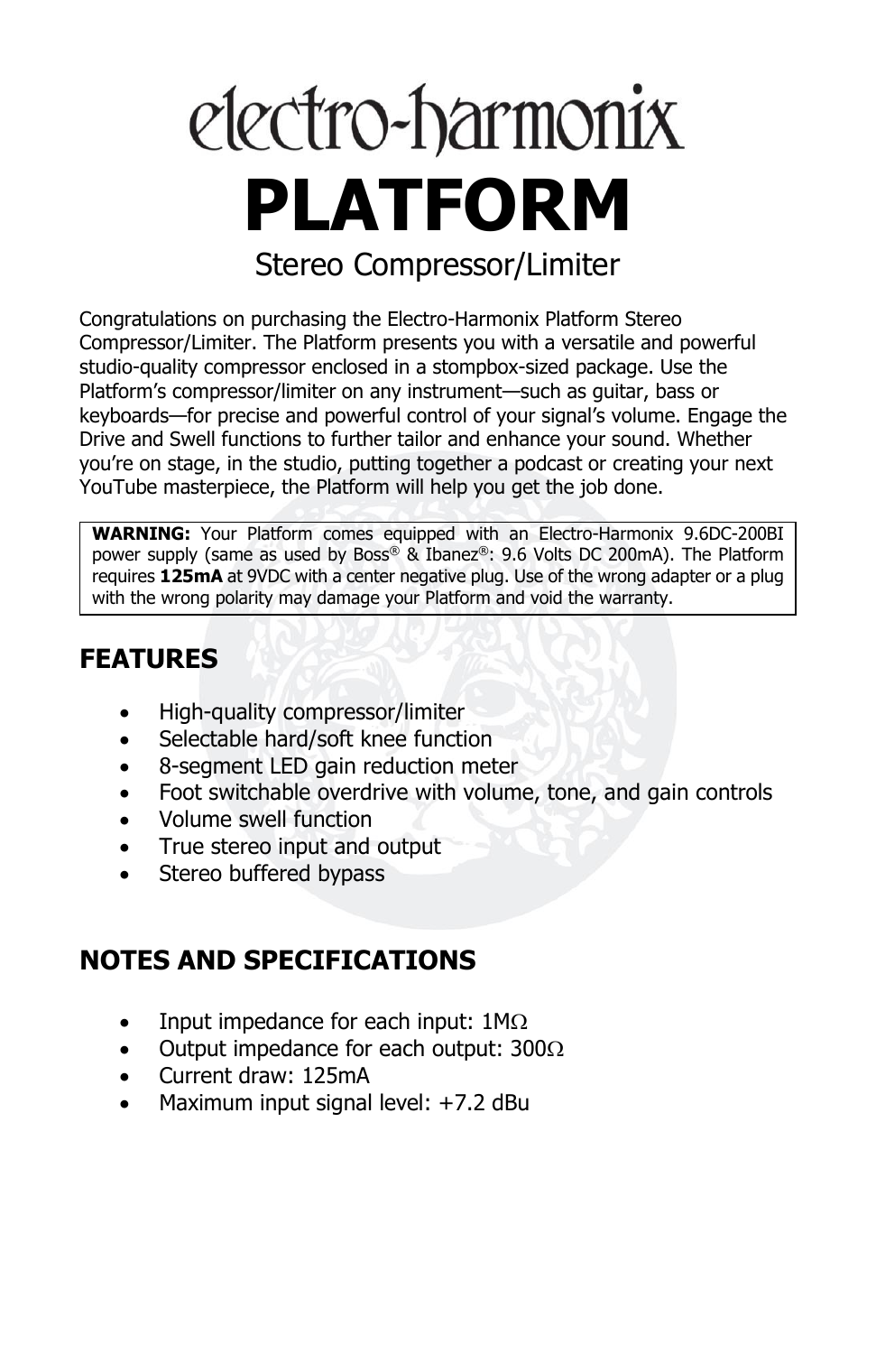# electro-harmonix

# PLATFORM

## Stereo Compressor/Limiter

Congratulations on purchasing the Electro-Harmonix Platform Stereo Compressor/Limiter. The Platform presents you with a versatile and powerful studio-quality compressor enclosed in a stompbox-sized package. Use the Platform's compressor/limiter on any instrument—such as guitar, bass or keyboards—for precise and powerful control of your signal's volume. Engage the Drive and Swell functions to further tailor and enhance your sound. Whether you're on stage, in the studio, putting together a podcast or creating your next YouTube masterpiece, the Platform will help you get the job done.

> **WARNING:** Your Platform comes equipped with an Electro-Harmonix 9.6DC-200BI power supply (same as used by Boss® & Ibanez®: 9.6 Volts DC 200mA). The Platform requires **125mA** at 9VDC with a center negative plug. Use of the wrong adapter or a plug with the wrong polarity may damage your Platform and void the warranty.

## FEATURES

- High-quality compressor/limiter
- Selectable hard/soft knee function
- 8-segment LED gain reduction meter
- Foot switchable overdrive with volume, tone, and gain controls
- Volume swell function
- True stereo input and output
- Stereo buffered bypass

## NOTES AND SPECIFICATIONS

- Input impedance for each input: 1MΩ
- Output impedance for each output: 300Ω
- Current draw: 125mA
- Maximum input signal level: +7.2 dBu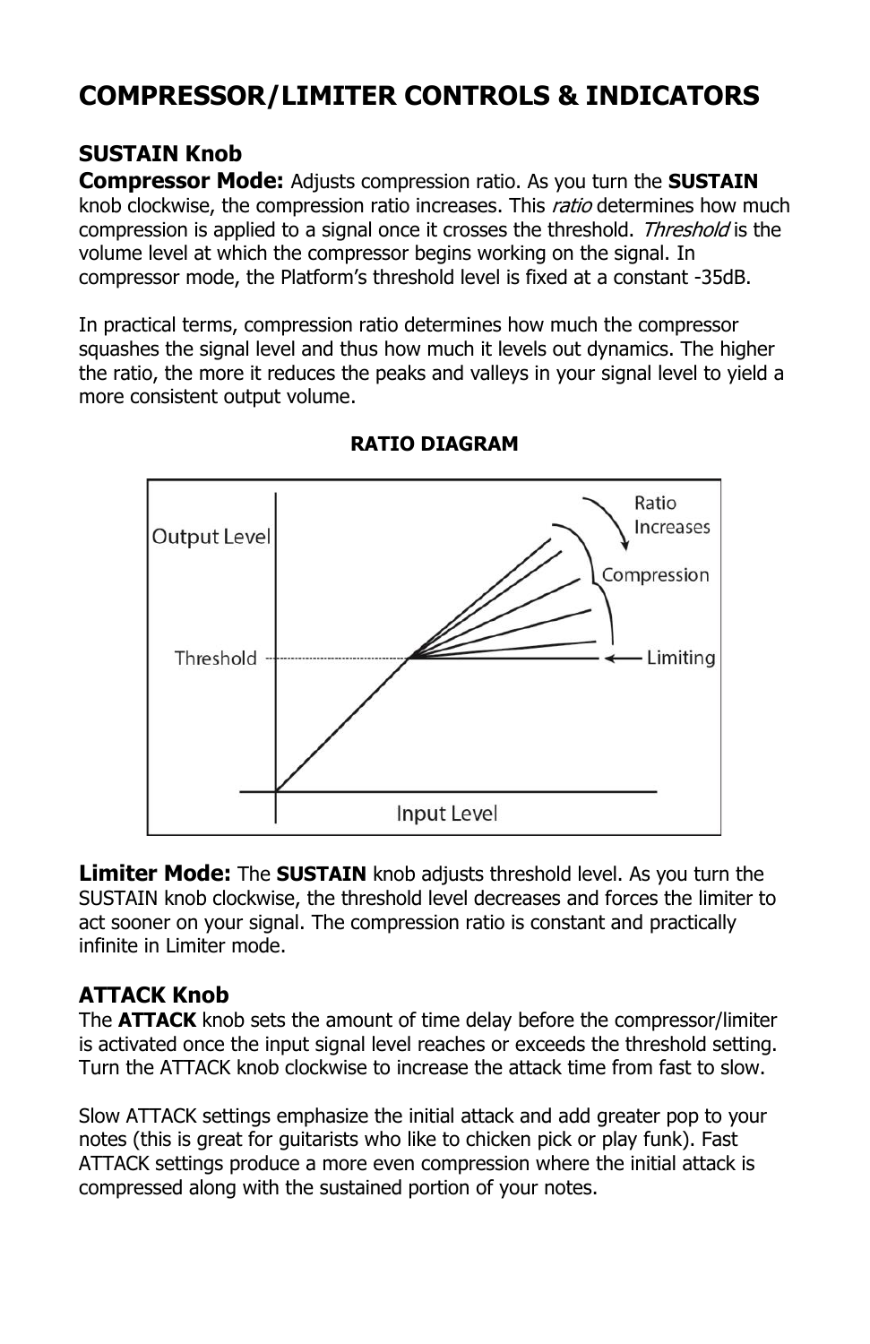# COMPRESSOR/LIMITER CONTROLS & INDICATORS

## SUSTAIN Knob

**Compressor Mode:** Adjusts compression ratio. As you turn the **SUSTAIN** knob clockwise, the compression ratio increases. This *ratio* determines how much compression is applied to a signal once it crosses the threshold. *Threshold* is the volume level at which the compressor begins working on the signal. In compressor mode, the Platform's threshold level is fixed at a constant -35dB.

In practical terms, compression ratio determines how much the compressor squashes the signal level and thus how much it levels out dynamics. The higher the ratio, the more it reduces the peaks and valleys in your signal level to yield a more consistent output volume.

**RATIO DIAGRAM**

**Limiter Mode:** The **SUSTAIN** knob adjusts threshold level. As you turn the SUSTAIN knob clockwise, the threshold level decreases and forces the limiter to act sooner on your signal. The compression ratio is constant and practically infinite in Limiter mode.

## ATTACK Knob

The **ATTACK** knob sets the amount of time delay before the compressor/limiter is activated once the input signal level reaches or exceeds the threshold setting. Turn the ATTACK knob clockwise to increase the attack time from fast to slow.

Slow ATTACK settings emphasize the initial attack and add greater pop to your notes (this is great for guitarists who like to chicken pick or play funk). Fast ATTACK settings produce a more even compression where the initial attack is compressed along with the sustained portion of your notes.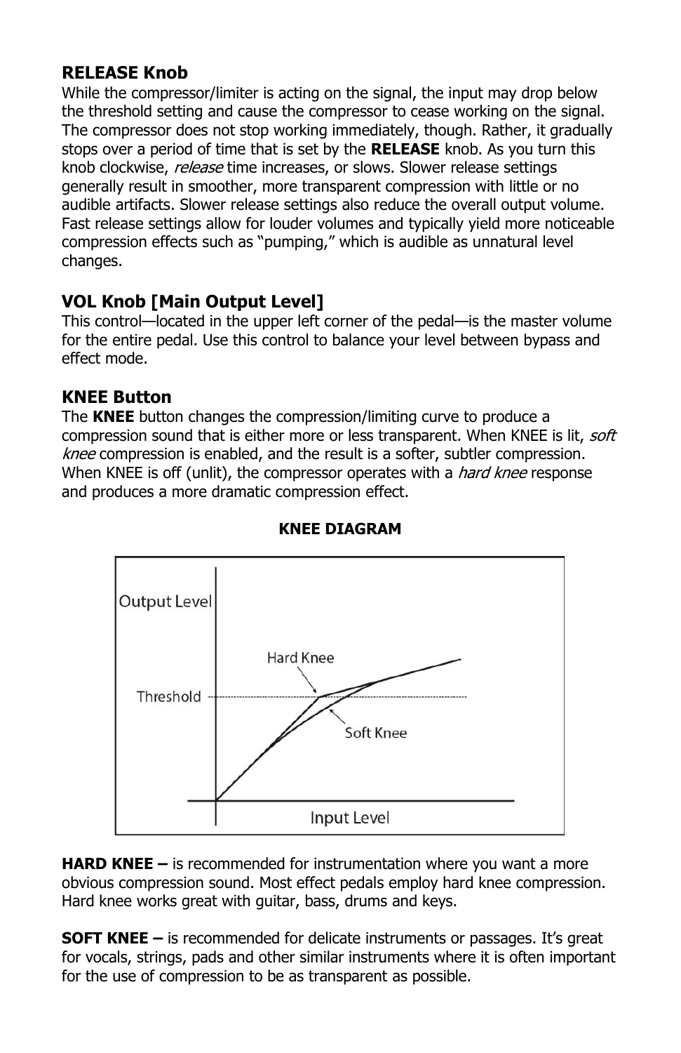### RELEASE Knob

While the compressor/limiter is acting on the signal, the input may drop below the threshold setting and cause the compressor to cease working on the signal. The compressor does not stop working immediately, though. Rather, it gradually stops over a period of time that is set by the **RELEASE** knob. As you turn this knob clockwise, *release* time increases, or slows. Slower release settings generally result in smoother, more transparent compression with little or no audible artifacts. Slower release settings also reduce the overall output volume. Fast release settings allow for louder volumes and typically yield more noticeable compression effects such as "pumping," which is audible as unnatural level changes.

### VOL Knob [Main Output Level]

This control—located in the upper left corner of the pedal—is the master volume for the entire pedal. Use this control to balance your level between bypass and effect mode.

### KNEE Button

The **KNEE** button changes the compression/limiting curve to produce a compression sound that is either more or less transparent. When KNEE is lit, *soft knee* compression is enabled, and the result is a softer, subtler compression. When KNEE is off (unlit), the compressor operates with a *hard knee* response and produces a more dramatic compression effect.

**KNEE DIAGRAM**

Output Level
Hard Knee
Threshold
Soft Knee
Input Level

**HARD KNEE –** is recommended for instrumentation where you want a more obvious compression sound. Most effect pedals employ hard knee compression. Hard knee works great with guitar, bass, drums and keys.

**SOFT KNEE –** is recommended for delicate instruments or passages. It's great for vocals, strings, pads and other similar instruments where it is often important for the use of compression to be as transparent as possible.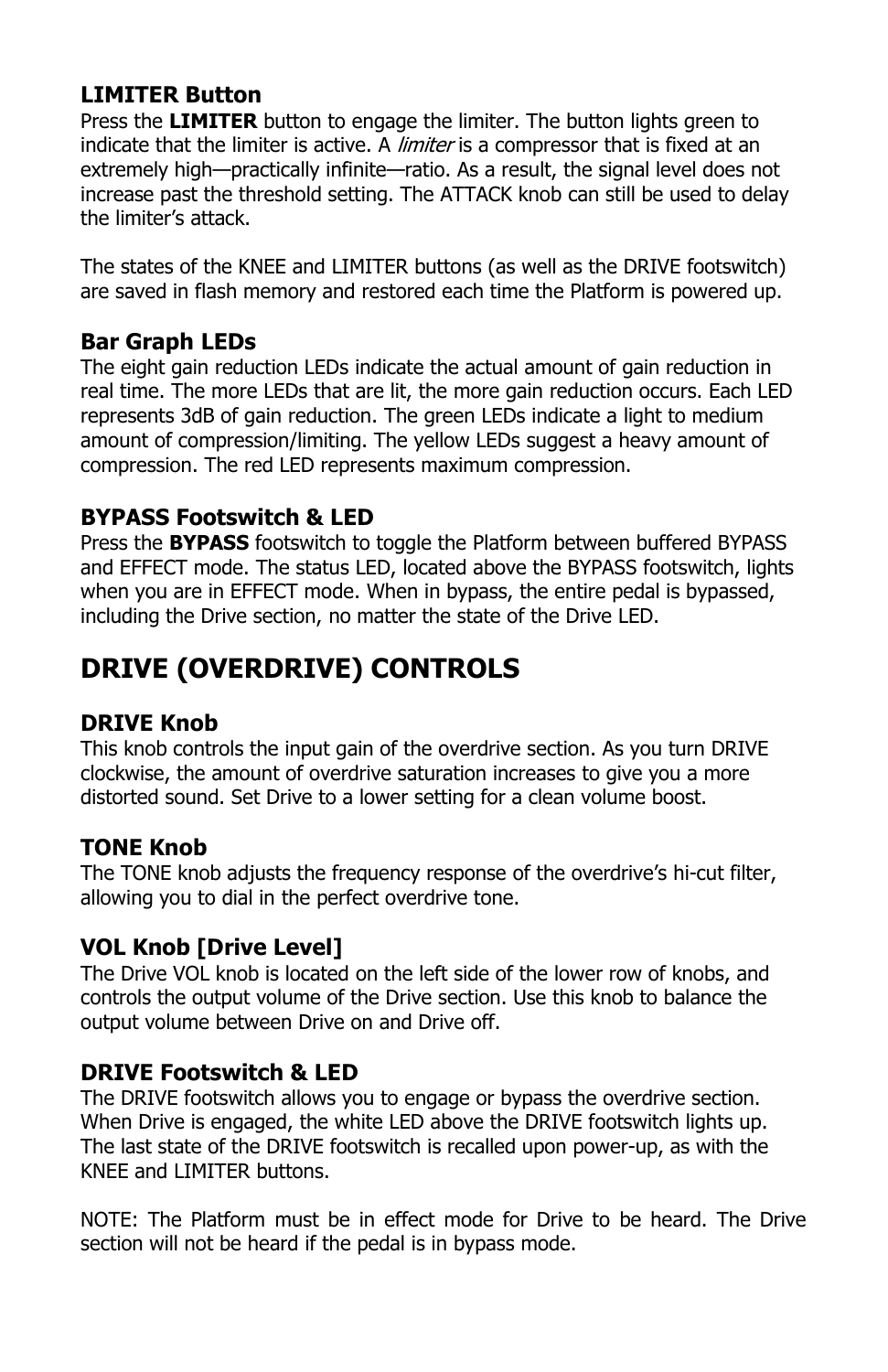### LIMITER Button

Press the **LIMITER** button to engage the limiter. The button lights green to indicate that the limiter is active. A *limiter* is a compressor that is fixed at an extremely high—practically infinite—ratio. As a result, the signal level does not increase past the threshold setting. The ATTACK knob can still be used to delay the limiter's attack.

The states of the KNEE and LIMITER buttons (as well as the DRIVE footswitch) are saved in flash memory and restored each time the Platform is powered up.

### Bar Graph LEDs

The eight gain reduction LEDs indicate the actual amount of gain reduction in real time. The more LEDs that are lit, the more gain reduction occurs. Each LED represents 3dB of gain reduction. The green LEDs indicate a light to medium amount of compression/limiting. The yellow LEDs suggest a heavy amount of compression. The red LED represents maximum compression.

### BYPASS Footswitch & LED

Press the **BYPASS** footswitch to toggle the Platform between buffered BYPASS and EFFECT mode. The status LED, located above the BYPASS footswitch, lights when you are in EFFECT mode. When in bypass, the entire pedal is bypassed, including the Drive section, no matter the state of the Drive LED.

## DRIVE (OVERDRIVE) CONTROLS

### DRIVE Knob

This knob controls the input gain of the overdrive section. As you turn DRIVE clockwise, the amount of overdrive saturation increases to give you a more distorted sound. Set Drive to a lower setting for a clean volume boost.

### TONE Knob

The TONE knob adjusts the frequency response of the overdrive's hi-cut filter, allowing you to dial in the perfect overdrive tone.

### VOL Knob [Drive Level]

The Drive VOL knob is located on the left side of the lower row of knobs, and controls the output volume of the Drive section. Use this knob to balance the output volume between Drive on and Drive off.

### DRIVE Footswitch & LED

The DRIVE footswitch allows you to engage or bypass the overdrive section. When Drive is engaged, the white LED above the DRIVE footswitch lights up. The last state of the DRIVE footswitch is recalled upon power-up, as with the KNEE and LIMITER buttons.

NOTE: The Platform must be in effect mode for Drive to be heard. The Drive section will not be heard if the pedal is in bypass mode.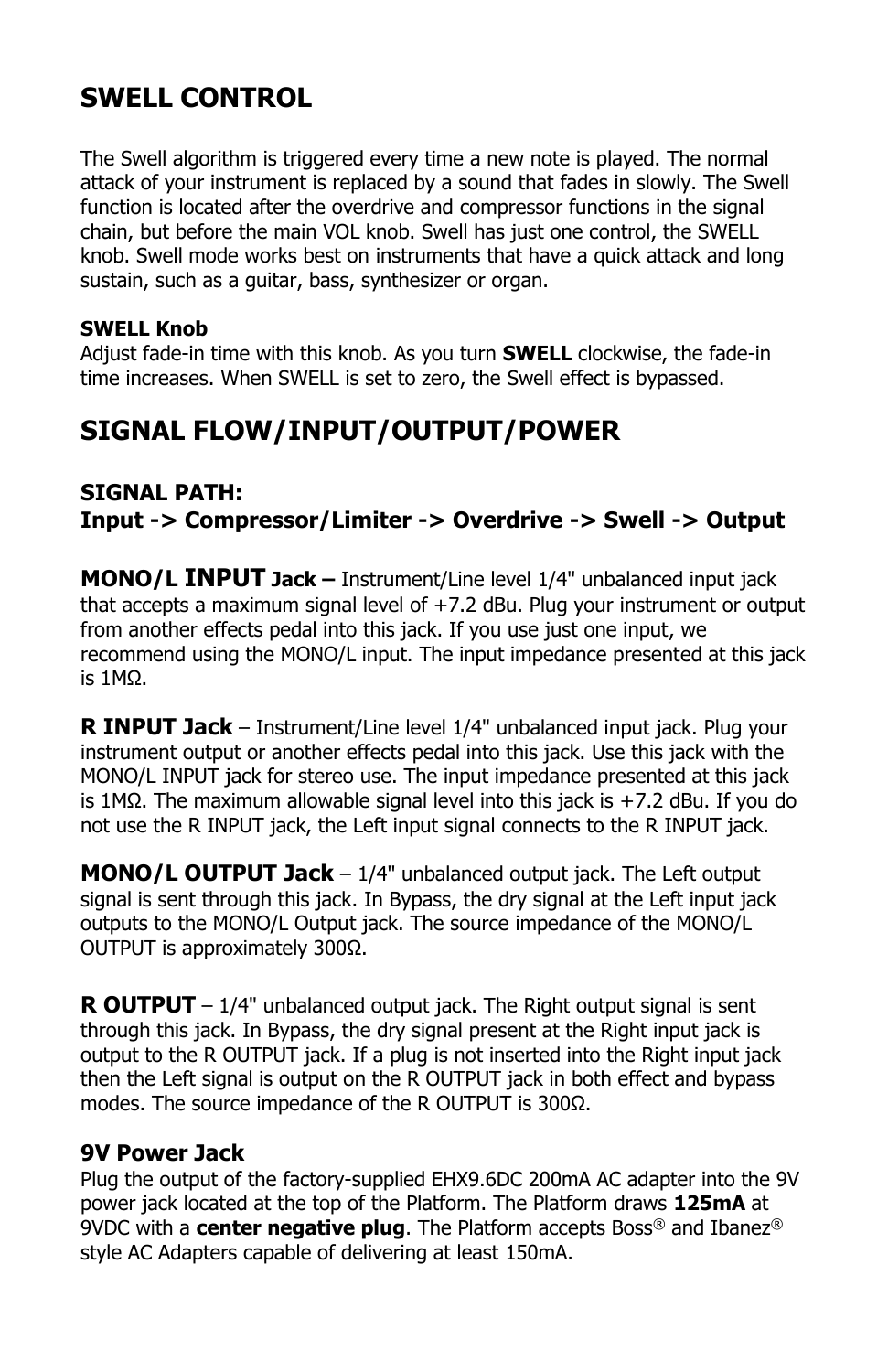## SWELL CONTROL

The Swell algorithm is triggered every time a new note is played. The normal attack of your instrument is replaced by a sound that fades in slowly. The Swell function is located after the overdrive and compressor functions in the signal chain, but before the main VOL knob. Swell has just one control, the SWELL knob. Swell mode works best on instruments that have a quick attack and long sustain, such as a guitar, bass, synthesizer or organ.

**SWELL Knob**
Adjust fade-in time with this knob. As you turn **SWELL** clockwise, the fade-in time increases. When SWELL is set to zero, the Swell effect is bypassed.

## SIGNAL FLOW/INPUT/OUTPUT/POWER

**SIGNAL PATH:**
**Input -> Compressor/Limiter -> Overdrive -> Swell -> Output**

**MONO/L INPUT Jack –** Instrument/Line level 1/4" unbalanced input jack that accepts a maximum signal level of +7.2 dBu. Plug your instrument or output from another effects pedal into this jack. If you use just one input, we recommend using the MONO/L input. The input impedance presented at this jack is 1MΩ.

**R INPUT Jack** – Instrument/Line level 1/4" unbalanced input jack. Plug your instrument output or another effects pedal into this jack. Use this jack with the MONO/L INPUT jack for stereo use. The input impedance presented at this jack is 1MΩ. The maximum allowable signal level into this jack is +7.2 dBu. If you do not use the R INPUT jack, the Left input signal connects to the R INPUT jack.

**MONO/L OUTPUT Jack** – 1/4" unbalanced output jack. The Left output signal is sent through this jack. In Bypass, the dry signal at the Left input jack outputs to the MONO/L Output jack. The source impedance of the MONO/L OUTPUT is approximately 300Ω.

**R OUTPUT** – 1/4" unbalanced output jack. The Right output signal is sent through this jack. In Bypass, the dry signal present at the Right input jack is output to the R OUTPUT jack. If a plug is not inserted into the Right input jack then the Left signal is output on the R OUTPUT jack in both effect and bypass modes. The source impedance of the R OUTPUT is 300Ω.

**9V Power Jack**
Plug the output of the factory-supplied EHX9.6DC 200mA AC adapter into the 9V power jack located at the top of the Platform. The Platform draws **125mA** at 9VDC with a **center negative plug**. The Platform accepts Boss® and Ibanez® style AC Adapters capable of delivering at least 150mA.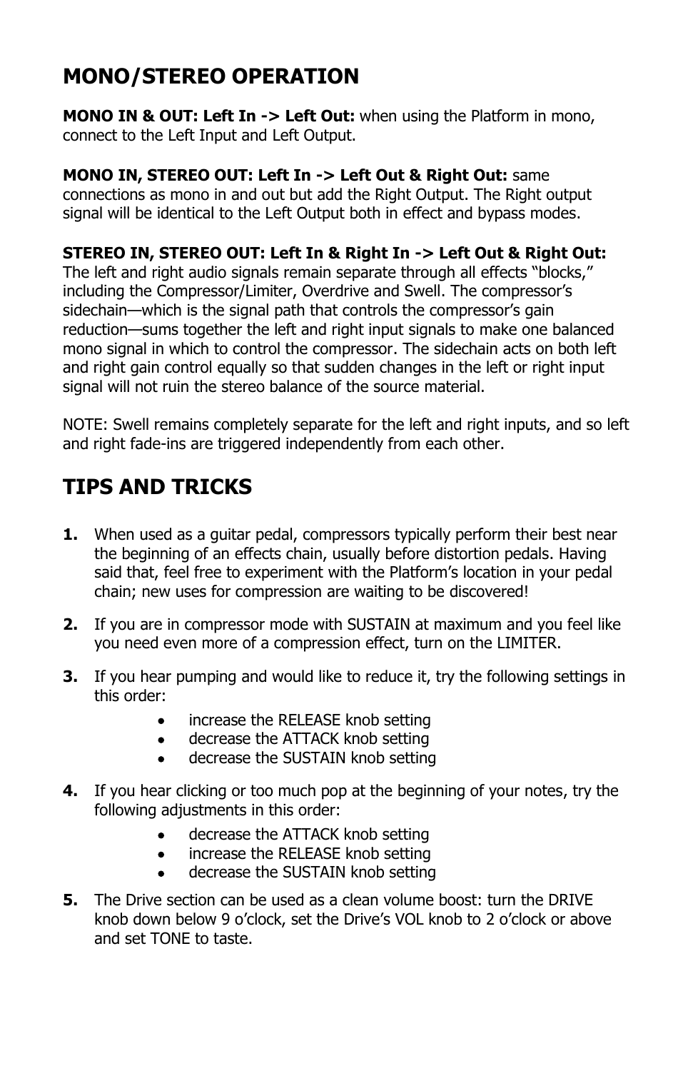## MONO/STEREO OPERATION

**MONO IN & OUT: Left In -> Left Out:** when using the Platform in mono, connect to the Left Input and Left Output.

**MONO IN, STEREO OUT: Left In -> Left Out & Right Out:** same connections as mono in and out but add the Right Output. The Right output signal will be identical to the Left Output both in effect and bypass modes.

**STEREO IN, STEREO OUT: Left In & Right In -> Left Out & Right Out:** The left and right audio signals remain separate through all effects "blocks," including the Compressor/Limiter, Overdrive and Swell. The compressor's sidechain—which is the signal path that controls the compressor's gain reduction—sums together the left and right input signals to make one balanced mono signal in which to control the compressor. The sidechain acts on both left and right gain control equally so that sudden changes in the left or right input signal will not ruin the stereo balance of the source material.

NOTE: Swell remains completely separate for the left and right inputs, and so left and right fade-ins are triggered independently from each other.

## TIPS AND TRICKS

**1.** When used as a guitar pedal, compressors typically perform their best near the beginning of an effects chain, usually before distortion pedals. Having said that, feel free to experiment with the Platform's location in your pedal chain; new uses for compression are waiting to be discovered!

**2.** If you are in compressor mode with SUSTAIN at maximum and you feel like you need even more of a compression effect, turn on the LIMITER.

**3.** If you hear pumping and would like to reduce it, try the following settings in this order:
- increase the RELEASE knob setting
- decrease the ATTACK knob setting
- decrease the SUSTAIN knob setting

**4.** If you hear clicking or too much pop at the beginning of your notes, try the following adjustments in this order:
- decrease the ATTACK knob setting
- increase the RELEASE knob setting
- decrease the SUSTAIN knob setting

**5.** The Drive section can be used as a clean volume boost: turn the DRIVE knob down below 9 o'clock, set the Drive's VOL knob to 2 o'clock or above and set TONE to taste.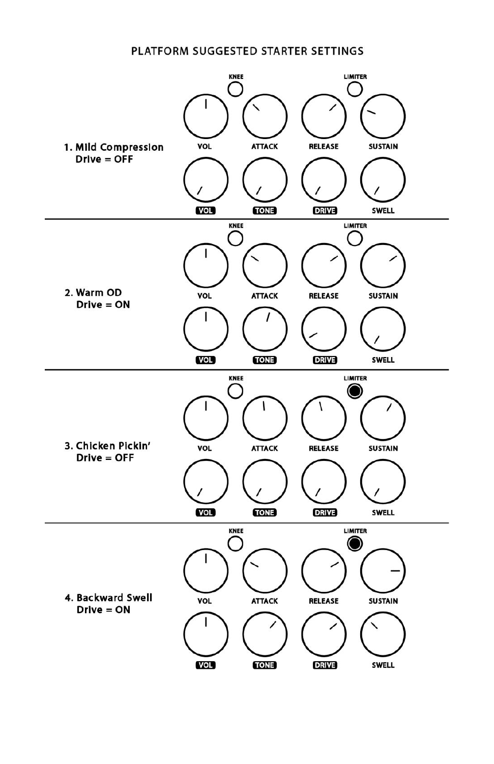# PLATFORM SUGGESTED STARTER SETTINGS

**1. Mild Compression**
**Drive = OFF**

KNEE | LIMITER

VOL | ATTACK | RELEASE | SUSTAIN

VOL | TONE | DRIVE | SWELL

---

**2. Warm OD**
**Drive = ON**

KNEE | LIMITER

VOL | ATTACK | RELEASE | SUSTAIN

VOL | TONE | DRIVE | SWELL

---

**3. Chicken Pickin'**
**Drive = OFF**

KNEE | LIMITER

VOL | ATTACK | RELEASE | SUSTAIN

VOL | TONE | DRIVE | SWELL

---

**4. Backward Swell**
**Drive = ON**

KNEE | LIMITER

VOL | ATTACK | RELEASE | SUSTAIN

VOL | TONE | DRIVE | SWELL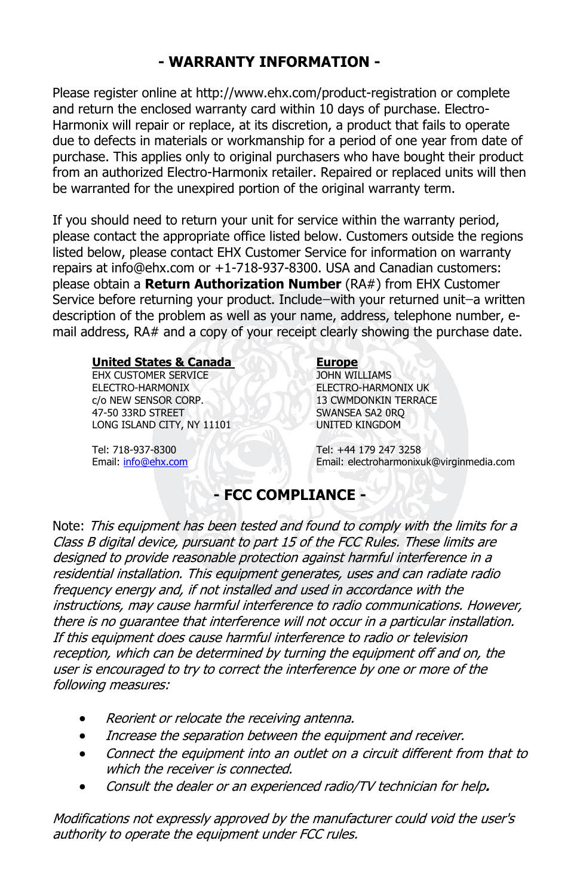## - WARRANTY INFORMATION -

Please register online at http://www.ehx.com/product-registration or complete and return the enclosed warranty card within 10 days of purchase. Electro-Harmonix will repair or replace, at its discretion, a product that fails to operate due to defects in materials or workmanship for a period of one year from date of purchase. This applies only to original purchasers who have bought their product from an authorized Electro-Harmonix retailer. Repaired or replaced units will then be warranted for the unexpired portion of the original warranty term.

If you should need to return your unit for service within the warranty period, please contact the appropriate office listed below. Customers outside the regions listed below, please contact EHX Customer Service for information on warranty repairs at info@ehx.com or +1-718-937-8300. USA and Canadian customers: please obtain a **Return Authorization Number** (RA#) from EHX Customer Service before returning your product. Include–with your returned unit–a written description of the problem as well as your name, address, telephone number, e-mail address, RA# and a copy of your receipt clearly showing the purchase date.

**United States & Canada**
EHX CUSTOMER SERVICE
ELECTRO-HARMONIX
c/o NEW SENSOR CORP.
47-50 33RD STREET
LONG ISLAND CITY, NY 11101

Tel: 718-937-8300
Email: info@ehx.com

**Europe**
JOHN WILLIAMS
ELECTRO-HARMONIX UK
13 CWMDONKIN TERRACE
SWANSEA SA2 0RQ
UNITED KINGDOM

Tel: +44 179 247 3258
Email: electroharmonixuk@virginmedia.com

## - FCC COMPLIANCE -

Note: *This equipment has been tested and found to comply with the limits for a Class B digital device, pursuant to part 15 of the FCC Rules. These limits are designed to provide reasonable protection against harmful interference in a residential installation. This equipment generates, uses and can radiate radio frequency energy and, if not installed and used in accordance with the instructions, may cause harmful interference to radio communications. However, there is no guarantee that interference will not occur in a particular installation. If this equipment does cause harmful interference to radio or television reception, which can be determined by turning the equipment off and on, the user is encouraged to try to correct the interference by one or more of the following measures:*

- *Reorient or relocate the receiving antenna.*
- *Increase the separation between the equipment and receiver.*
- *Connect the equipment into an outlet on a circuit different from that to which the receiver is connected.*
- *Consult the dealer or an experienced radio/TV technician for help.*

*Modifications not expressly approved by the manufacturer could void the user's authority to operate the equipment under FCC rules.*